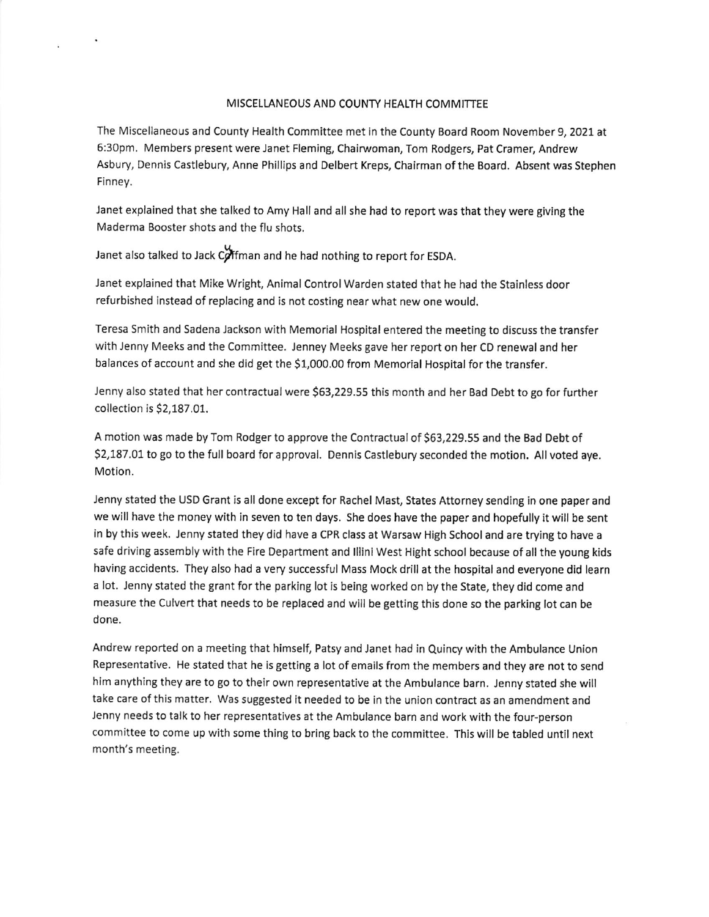# MISCELLANEOUS AND COUNTY HEALTH COMMITTEE

The Miscellaneous and County Health Committee met in the County Board Room November 9, 2021 at 6:30pm. Members present were Janet Fleming, Chairwoman, Tom Rodgers, Pat Cramer, Andrew Asbury, Dennis Castlebury, Anne Phillips and Delbert Kreps, Chairman of the Board. Absent was Stephen Finney.

Janet explained that she talked to Amy Hall and all she had to report was that they were giving the Maderma Booster shots and the flu shots.

Janet also talked to Jack Coffman and he had nothing to report for ESDA.

Janet explained that Mike Wright, Animal Control Warden stated that he had the Stainless door refurbished instead of replacing and is not costing near what new one would.

Teresa Smith and Sadena Jackson with Memorial Hospital entered the meeting to discuss the transfer with Jenny Meeks and the Committee. Jenney Meeks gave her report on her CD renewal and her balances of account and she did get the $1,000.00 from Memorial Hospital for the transfer.

Jenny also stated that her contractual were $63,229.55 this month and her Bad Debt to go for further collection is $2,187.01.

A motion was made by Tom Rodger to approve the Contractual of $63,229.55 and the Bad Debt of $2,187.01 to go to the full board for approval. Dennis Castlebury seconded the motion. All voted aye. Motion.

Jenny stated the USD Grant is all done except for Rachel Mast, States Attorney sending in one paper and we will have the money with in seven to ten days. She does have the paper and hopefully it will be sent in by this week. Jenny stated they did have a CPR class at Warsaw High School and are trying to have a safe driving assembly with the Fire Department and Illini West Hight school because of all the young kids having accidents. They also had a very successful Mass Mock drill at the hospital and everyone did learn a lot. Jenny stated the grant for the parking lot is being worked on by the State, they did come and measure the Culvert that needs to be replaced and will be getting this done so the parking lot can be done.

Andrew reported on a meeting that himself, Patsy and Janet had in Quincy with the Ambulance Union Representative. He stated that he is getting a lot of emails from the members and they are not to send him anything they are to go to their own representative at the Ambulance barn. Jenny stated she will take care of this matter. Was suggested it needed to be in the union contract as an amendment and Jenny needs to talk to her representatives at the Ambulance barn and work with the four-person committee to come up with some thing to bring back to the committee. This will be tabled until next month's meeting.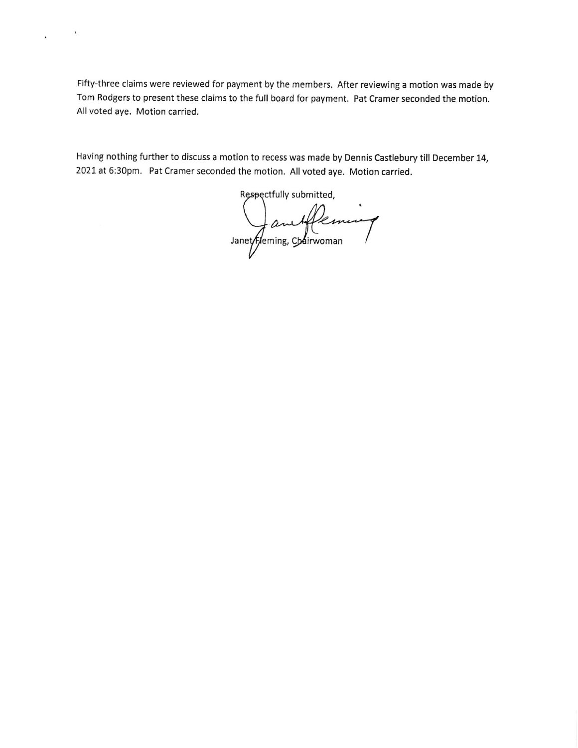Fifty-three claims were reviewed for payment by the members. After reviewing a motion was made by Tom Rodgers to present these claims to the full board for payment. Pat Cramer seconded the motion. All voted aye. Motion carried.

Having nothing further to discuss a motion to recess was made by Dennis Castlebury till December 14, 2021 at 6:30pm. Pat Cramer seconded the motion. All voted aye. Motion carried.

Respectfully submitted,

Janet Fleming, Chairwoman